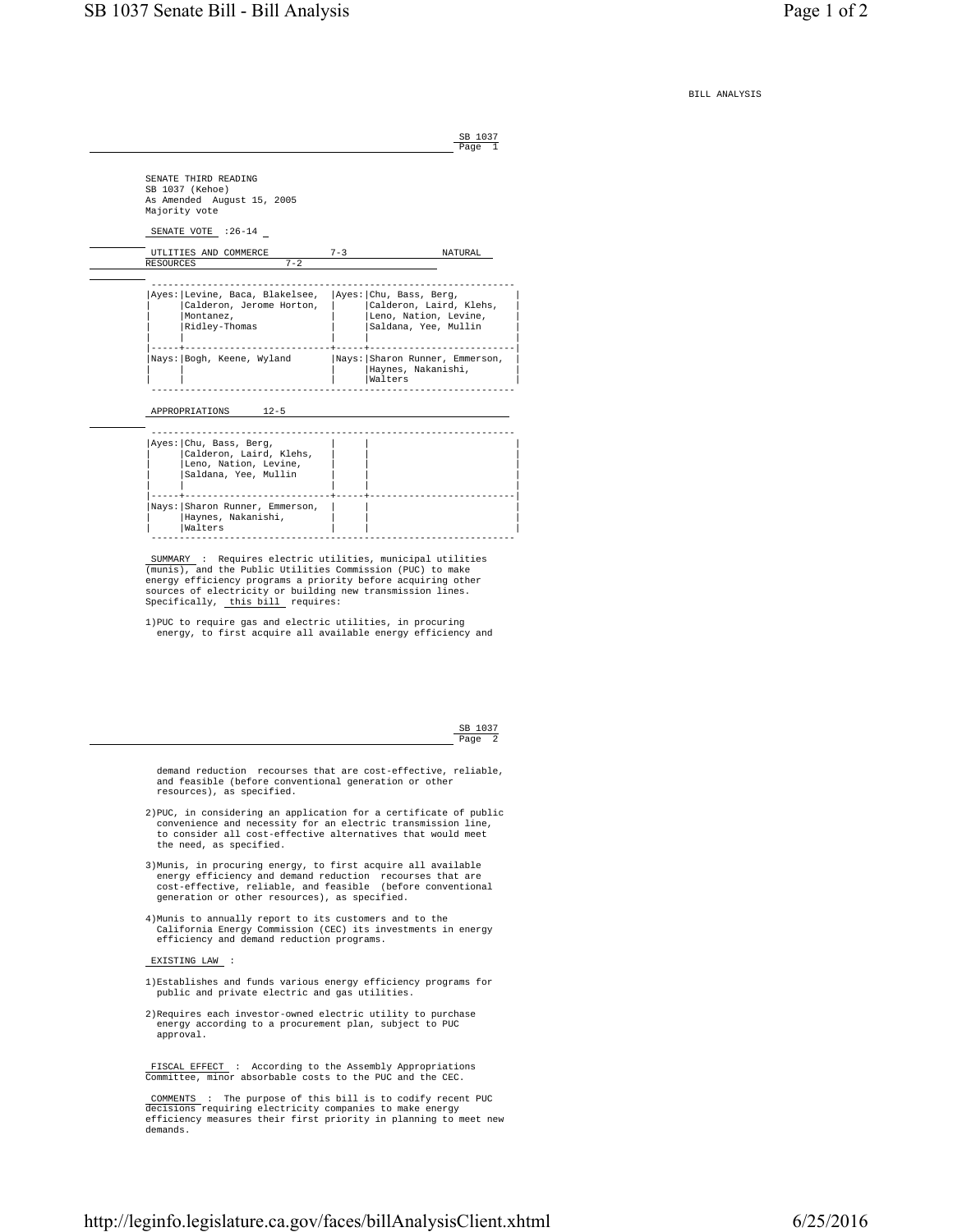BILL ANALYSIS

SB 1037

SENATE THIRD READING
SB 1037 (Kehoe)
As Amended August 15, 2005
Majority vote

SENATE VOTE :26-14

| UTLITIES AND COMMERCE 7-3 | | NATURAL RESOURCES 7-2 | |
|---|---|---|---|
| Ayes: | Levine, Baca, Blakelsee, Calderon, Jerome Horton, Montanez, Ridley-Thomas | Ayes: | Chu, Bass, Berg, Calderon, Laird, Klehs, Leno, Nation, Levine, Saldana, Yee, Mullin |
| Nays: | Bogh, Keene, Wyland | Nays: | Sharon Runner, Emmerson, Haynes, Nakanishi, Walters |

| APPROPRIATIONS 12-5 | | | |
|---|---|---|---|
| Ayes: | Chu, Bass, Berg, Calderon, Laird, Klehs, Leno, Nation, Levine, Saldana, Yee, Mullin | | |
| Nays: | Sharon Runner, Emmerson, Haynes, Nakanishi, Walters | | |

SUMMARY : Requires electric utilities, municipal utilities (munis), and the Public Utilities Commission (PUC) to make energy efficiency programs a priority before acquiring other sources of electricity or building new transmission lines. Specifically, this bill requires:

1)PUC to require gas and electric utilities, in procuring energy, to first acquire all available energy efficiency and demand reduction recourses that are cost-effective, reliable, and feasible (before conventional generation or other resources), as specified.

2)PUC, in considering an application for a certificate of public convenience and necessity for an electric transmission line, to consider all cost-effective alternatives that would meet the need, as specified.

3)Munis, in procuring energy, to first acquire all available energy efficiency and demand reduction recourses that are cost-effective, reliable, and feasible (before conventional generation or other resources), as specified.

4)Munis to annually report to its customers and to the California Energy Commission (CEC) its investments in energy efficiency and demand reduction programs.

EXISTING LAW :

1)Establishes and funds various energy efficiency programs for public and private electric and gas utilities.

2)Requires each investor-owned electric utility to purchase energy according to a procurement plan, subject to PUC approval.

FISCAL EFFECT : According to the Assembly Appropriations Committee, minor absorbable costs to the PUC and the CEC.

COMMENTS : The purpose of this bill is to codify recent PUC decisions requiring electricity companies to make energy efficiency measures their first priority in planning to meet new demands.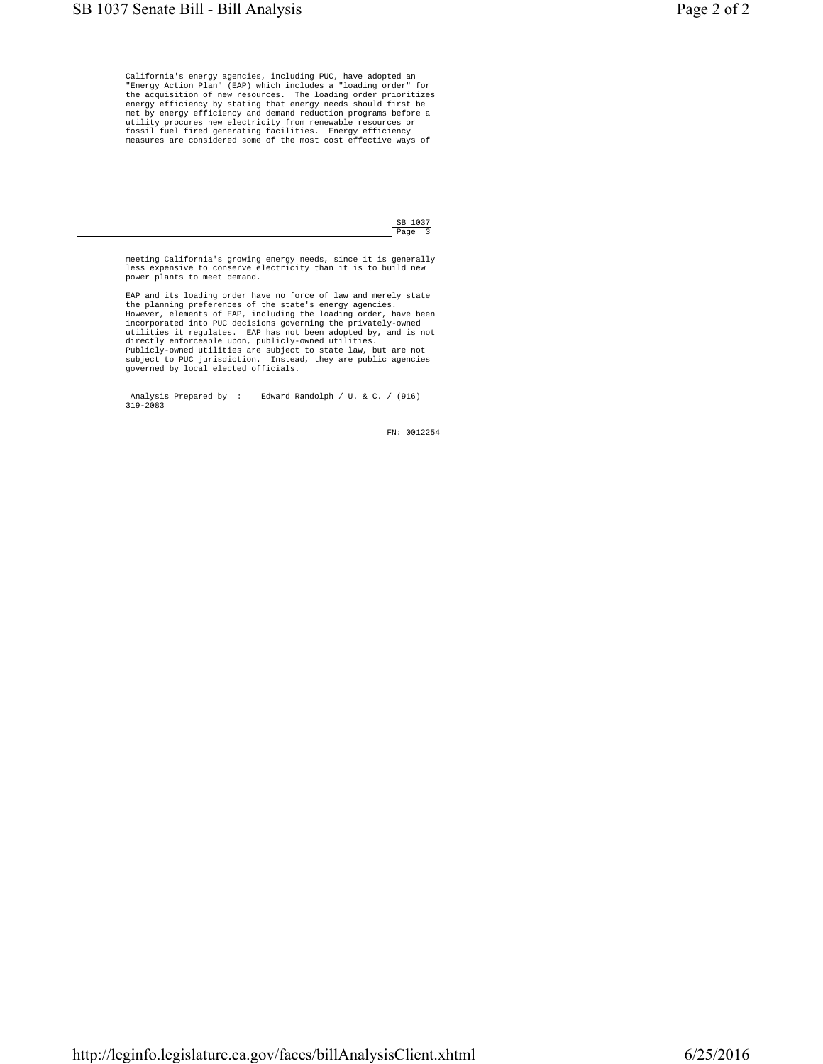California's energy agencies, including PUC, have adopted an "Energy Action Plan" (EAP) which includes a "loading order" for the acquisition of new resources. The loading order prioritizes energy efficiency by stating that energy needs should first be met by energy efficiency and demand reduction programs before a utility procures new electricity from renewable resources or fossil fuel fired generating facilities. Energy efficiency measures are considered some of the most cost effective ways of meeting California's growing energy needs, since it is generally less expensive to conserve electricity than it is to build new power plants to meet demand.

EAP and its loading order have no force of law and merely state the planning preferences of the state's energy agencies. However, elements of EAP, including the loading order, have been incorporated into PUC decisions governing the privately-owned utilities it regulates. EAP has not been adopted by, and is not directly enforceable upon, publicly-owned utilities. Publicly-owned utilities are subject to state law, but are not subject to PUC jurisdiction. Instead, they are public agencies governed by local elected officials.

Analysis Prepared by : Edward Randolph / U. & C. / (916) 319-2083

FN: 0012254